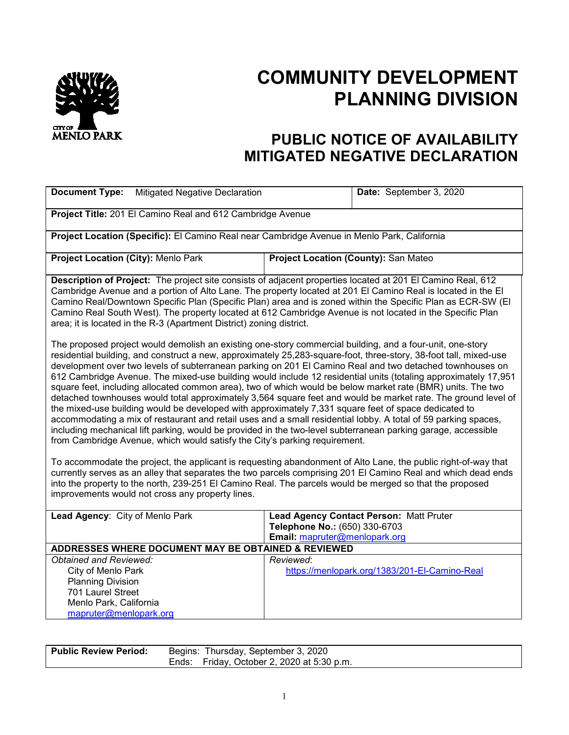# COMMUNITY DEVELOPMENT PLANNING DIVISION

## PUBLIC NOTICE OF AVAILABILITY MITIGATED NEGATIVE DECLARATION

| **Document Type:** Mitigated Negative Declaration | **Date:** September 3, 2020 |
|---|---|
| **Project Title:** 201 El Camino Real and 612 Cambridge Avenue | |
| **Project Location (Specific):** El Camino Real near Cambridge Avenue in Menlo Park, California | |
| **Project Location (City):** Menlo Park | **Project Location (County):** San Mateo |

**Description of Project:** The project site consists of adjacent properties located at 201 El Camino Real, 612 Cambridge Avenue and a portion of Alto Lane. The property located at 201 El Camino Real is located in the El Camino Real/Downtown Specific Plan (Specific Plan) area and is zoned within the Specific Plan as ECR-SW (El Camino Real South West). The property located at 612 Cambridge Avenue is not located in the Specific Plan area; it is located in the R-3 (Apartment District) zoning district.

The proposed project would demolish an existing one-story commercial building, and a four-unit, one-story residential building, and construct a new, approximately 25,283-square-foot, three-story, 38-foot tall, mixed-use development over two levels of subterranean parking on 201 El Camino Real and two detached townhouses on 612 Cambridge Avenue. The mixed-use building would include 12 residential units (totaling approximately 17,951 square feet, including allocated common area), two of which would be below market rate (BMR) units. The two detached townhouses would total approximately 3,564 square feet and would be market rate. The ground level of the mixed-use building would be developed with approximately 7,331 square feet of space dedicated to accommodating a mix of restaurant and retail uses and a small residential lobby. A total of 59 parking spaces, including mechanical lift parking, would be provided in the two-level subterranean parking garage, accessible from Cambridge Avenue, which would satisfy the City's parking requirement.

To accommodate the project, the applicant is requesting abandonment of Alto Lane, the public right-of-way that currently serves as an alley that separates the two parcels comprising 201 El Camino Real and which dead ends into the property to the north, 239-251 El Camino Real. The parcels would be merged so that the proposed improvements would not cross any property lines.

| **Lead Agency**: City of Menlo Park | **Lead Agency Contact Person:** Matt Pruter<br>**Telephone No.:** (650) 330-6703<br>**Email:** mapruter@menlopark.org |
|---|---|
| **ADDRESSES WHERE DOCUMENT MAY BE OBTAINED & REVIEWED** | |
| *Obtained and Reviewed:*<br>City of Menlo Park<br>Planning Division<br>701 Laurel Street<br>Menlo Park, California<br>mapruter@menlopark.org | *Reviewed*:<br>https://menlopark.org/1383/201-El-Camino-Real |

| **Public Review Period:** | Begins: Thursday, September 3, 2020<br>Ends: Friday, October 2, 2020 at 5:30 p.m. |
|---|---|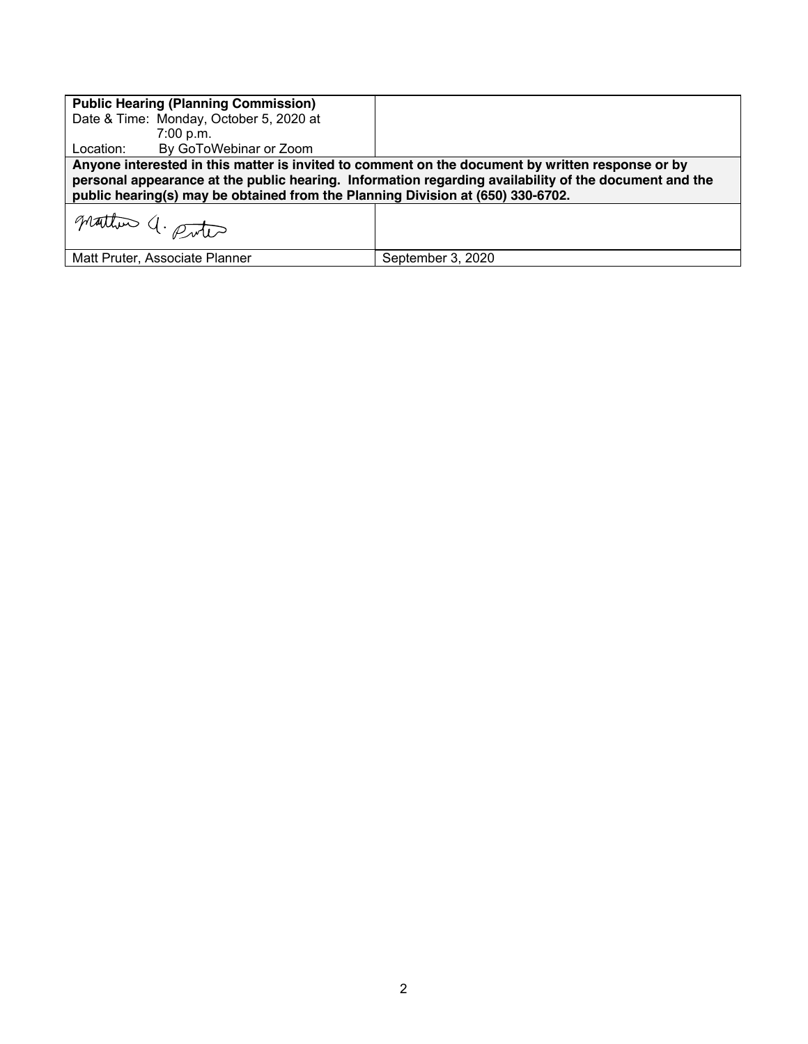| | |
|---|---|
| **Public Hearing (Planning Commission)**<br>Date & Time: Monday, October 5, 2020 at 7:00 p.m.<br>Location: By GoToWebinar or Zoom | |
| **Anyone interested in this matter is invited to comment on the document by written response or by personal appearance at the public hearing. Information regarding availability of the document and the public hearing(s) may be obtained from the Planning Division at (650) 330-6702.** | |
| Matthew A. Pruter | |
| Matt Pruter, Associate Planner | September 3, 2020 |